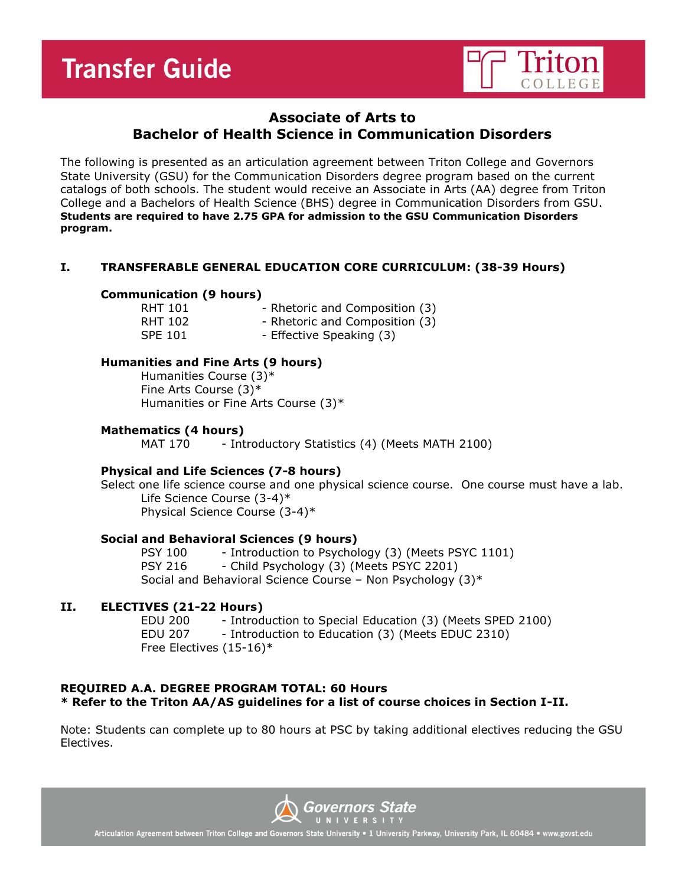# Transfer Guide

Triton COLLEGE

## Associate of Arts to Bachelor of Health Science in Communication Disorders

The following is presented as an articulation agreement between Triton College and Governors State University (GSU) for the Communication Disorders degree program based on the current catalogs of both schools. The student would receive an Associate in Arts (AA) degree from Triton College and a Bachelors of Health Science (BHS) degree in Communication Disorders from GSU. **Students are required to have 2.75 GPA for admission to the GSU Communication Disorders program.**

### I. TRANSFERABLE GENERAL EDUCATION CORE CURRICULUM: (38-39 Hours)

**Communication (9 hours)**

- RHT 101 - Rhetoric and Composition (3)
- RHT 102 - Rhetoric and Composition (3)
- SPE 101 - Effective Speaking (3)

**Humanities and Fine Arts (9 hours)**

- Humanities Course (3)*
- Fine Arts Course (3)*
- Humanities or Fine Arts Course (3)*

**Mathematics (4 hours)**

- MAT 170 - Introductory Statistics (4) (Meets MATH 2100)

**Physical and Life Sciences (7-8 hours)**

Select one life science course and one physical science course. One course must have a lab.

- Life Science Course (3-4)*
- Physical Science Course (3-4)*

**Social and Behavioral Sciences (9 hours)**

- PSY 100 - Introduction to Psychology (3) (Meets PSYC 1101)
- PSY 216 - Child Psychology (3) (Meets PSYC 2201)
- Social and Behavioral Science Course – Non Psychology (3)*

### II. ELECTIVES (21-22 Hours)

- EDU 200 - Introduction to Special Education (3) (Meets SPED 2100)
- EDU 207 - Introduction to Education (3) (Meets EDUC 2310)
- Free Electives (15-16)*

**REQUIRED A.A. DEGREE PROGRAM TOTAL: 60 Hours**
**\* Refer to the Triton AA/AS guidelines for a list of course choices in Section I-II.**

Note: Students can complete up to 80 hours at PSC by taking additional electives reducing the GSU Electives.

Governors State UNIVERSITY

Articulation Agreement between Triton College and Governors State University • 1 University Parkway, University Park, IL 60484 • www.govst.edu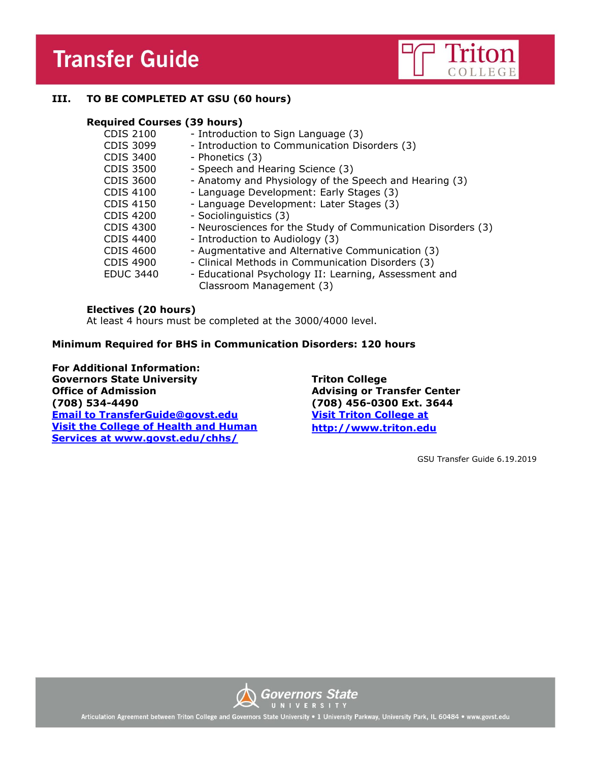## III. TO BE COMPLETED AT GSU (60 hours)

**Required Courses (39 hours)**

- CDIS 2100 - Introduction to Sign Language (3)
- CDIS 3099 - Introduction to Communication Disorders (3)
- CDIS 3400 - Phonetics (3)
- CDIS 3500 - Speech and Hearing Science (3)
- CDIS 3600 - Anatomy and Physiology of the Speech and Hearing (3)
- CDIS 4100 - Language Development: Early Stages (3)
- CDIS 4150 - Language Development: Later Stages (3)
- CDIS 4200 - Sociolinguistics (3)
- CDIS 4300 - Neurosciences for the Study of Communication Disorders (3)
- CDIS 4400 - Introduction to Audiology (3)
- CDIS 4600 - Augmentative and Alternative Communication (3)
- CDIS 4900 - Clinical Methods in Communication Disorders (3)
- EDUC 3440 - Educational Psychology II: Learning, Assessment and Classroom Management (3)

**Electives (20 hours)**

At least 4 hours must be completed at the 3000/4000 level.

**Minimum Required for BHS in Communication Disorders: 120 hours**

**For Additional Information:**

**Governors State University**
**Office of Admission**
**(708) 534-4490**
**Email to TransferGuide@govst.edu**
**Visit the College of Health and Human Services at www.govst.edu/chhs/**

**Triton College**
**Advising or Transfer Center**
**(708) 456-0300 Ext. 3644**
**Visit Triton College at http://www.triton.edu**

GSU Transfer Guide 6.19.2019